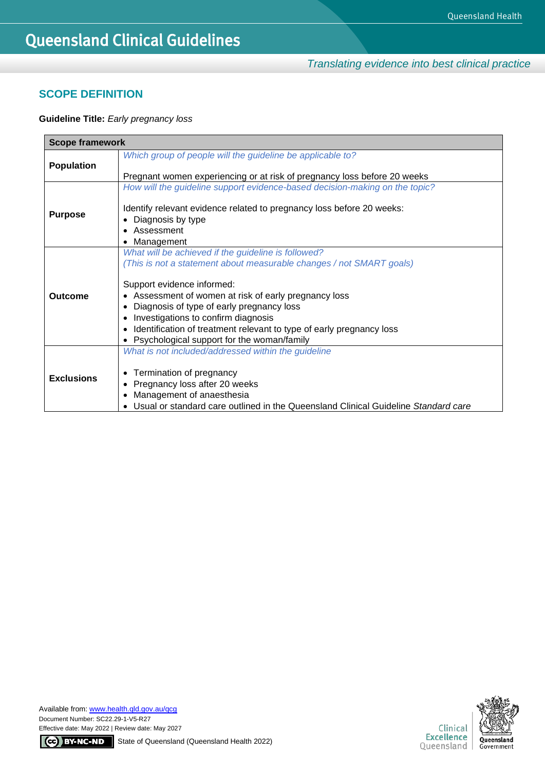# Queensland Clinical Guidelines

*Translating evidence into best clinical practice*

## SCOPE DEFINITION

**Guideline Title:** *Early pregnancy loss*

| Scope framework | |
|---|---|
| **Population** | *Which group of people will the guideline be applicable to?*<br><br>Pregnant women experiencing or at risk of pregnancy loss before 20 weeks |
| **Purpose** | *How will the guideline support evidence-based decision-making on the topic?*<br><br>Identify relevant evidence related to pregnancy loss before 20 weeks:<br>• Diagnosis by type<br>• Assessment<br>• Management |
| **Outcome** | *What will be achieved if the guideline is followed?*<br>*(This is not a statement about measurable changes / not SMART goals)*<br><br>Support evidence informed:<br>• Assessment of women at risk of early pregnancy loss<br>• Diagnosis of type of early pregnancy loss<br>• Investigations to confirm diagnosis<br>• Identification of treatment relevant to type of early pregnancy loss<br>• Psychological support for the woman/family |
| **Exclusions** | *What is not included/addressed within the guideline*<br><br>• Termination of pregnancy<br>• Pregnancy loss after 20 weeks<br>• Management of anaesthesia<br>• Usual or standard care outlined in the Queensland Clinical Guideline *Standard care* |

Available from: www.health.qld.gov.au/qcg
Document Number: SC22.29-1-V5-R27
Effective date: May 2022 | Review date: May 2027
State of Queensland (Queensland Health 2022)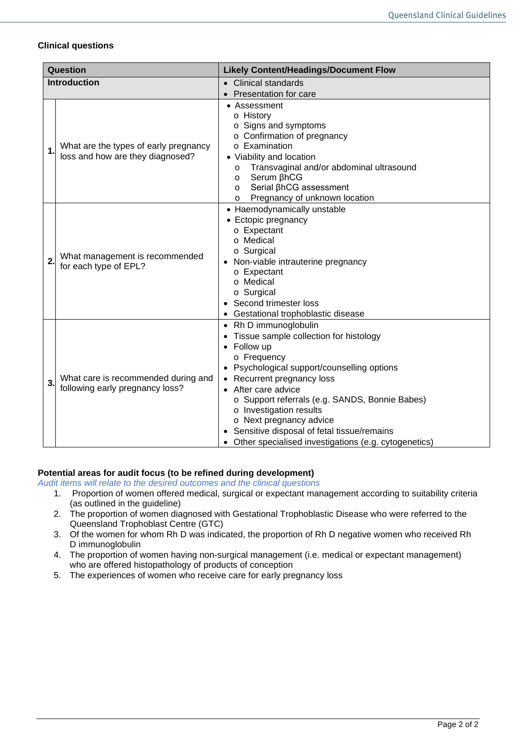**Clinical questions**

| Question | | Likely Content/Headings/Document Flow |
|---|---|---|
| **Introduction** | | • Clinical standards<br>• Presentation for care |
| **1.** | What are the types of early pregnancy loss and how are they diagnosed? | • Assessment<br>o History<br>o Signs and symptoms<br>o Confirmation of pregnancy<br>o Examination<br>• Viability and location<br>o Transvaginal and/or abdominal ultrasound<br>o Serum βhCG<br>o Serial βhCG assessment<br>o Pregnancy of unknown location |
| **2.** | What management is recommended for each type of EPL? | • Haemodynamically unstable<br>• Ectopic pregnancy<br>o Expectant<br>o Medical<br>o Surgical<br>• Non-viable intrauterine pregnancy<br>o Expectant<br>o Medical<br>o Surgical<br>• Second trimester loss<br>• Gestational trophoblastic disease |
| **3.** | What care is recommended during and following early pregnancy loss? | • Rh D immunoglobulin<br>• Tissue sample collection for histology<br>• Follow up<br>o Frequency<br>• Psychological support/counselling options<br>• Recurrent pregnancy loss<br>• After care advice<br>o Support referrals (e.g. SANDS, Bonnie Babes)<br>o Investigation results<br>o Next pregnancy advice<br>• Sensitive disposal of fetal tissue/remains<br>• Other specialised investigations (e.g. cytogenetics) |

**Potential areas for audit focus (to be refined during development)**

*Audit items will relate to the desired outcomes and the clinical questions*

1. Proportion of women offered medical, surgical or expectant management according to suitability criteria (as outlined in the guideline)
2. The proportion of women diagnosed with Gestational Trophoblastic Disease who were referred to the Queensland Trophoblast Centre (GTC)
3. Of the women for whom Rh D was indicated, the proportion of Rh D negative women who received Rh D immunoglobulin
4. The proportion of women having non-surgical management (i.e. medical or expectant management) who are offered histopathology of products of conception
5. The experiences of women who receive care for early pregnancy loss